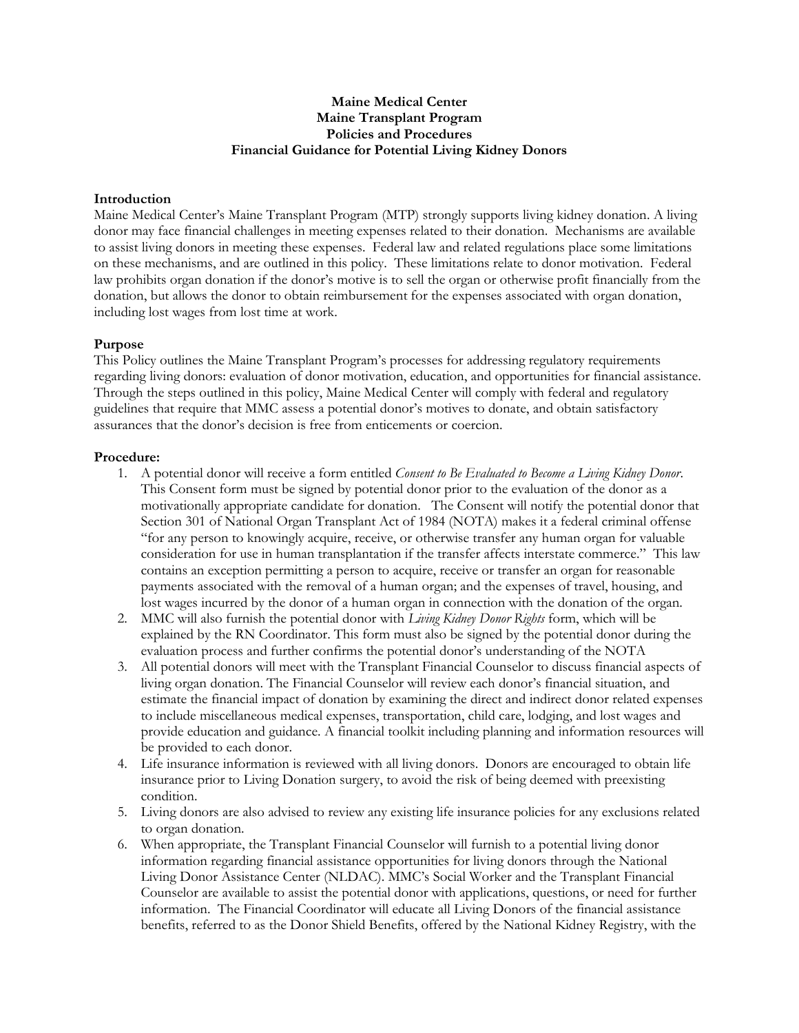**Maine Medical Center**
**Maine Transplant Program**
**Policies and Procedures**
**Financial Guidance for Potential Living Kidney Donors**

## Introduction

Maine Medical Center's Maine Transplant Program (MTP) strongly supports living kidney donation. A living donor may face financial challenges in meeting expenses related to their donation. Mechanisms are available to assist living donors in meeting these expenses. Federal law and related regulations place some limitations on these mechanisms, and are outlined in this policy. These limitations relate to donor motivation. Federal law prohibits organ donation if the donor's motive is to sell the organ or otherwise profit financially from the donation, but allows the donor to obtain reimbursement for the expenses associated with organ donation, including lost wages from lost time at work.

## Purpose

This Policy outlines the Maine Transplant Program's processes for addressing regulatory requirements regarding living donors: evaluation of donor motivation, education, and opportunities for financial assistance. Through the steps outlined in this policy, Maine Medical Center will comply with federal and regulatory guidelines that require that MMC assess a potential donor's motives to donate, and obtain satisfactory assurances that the donor's decision is free from enticements or coercion.

## Procedure:

1. A potential donor will receive a form entitled *Consent to Be Evaluated to Become a Living Kidney Donor*. This Consent form must be signed by potential donor prior to the evaluation of the donor as a motivationally appropriate candidate for donation. The Consent will notify the potential donor that Section 301 of National Organ Transplant Act of 1984 (NOTA) makes it a federal criminal offense "for any person to knowingly acquire, receive, or otherwise transfer any human organ for valuable consideration for use in human transplantation if the transfer affects interstate commerce." This law contains an exception permitting a person to acquire, receive or transfer an organ for reasonable payments associated with the removal of a human organ; and the expenses of travel, housing, and lost wages incurred by the donor of a human organ in connection with the donation of the organ.
2. MMC will also furnish the potential donor with *Living Kidney Donor Rights* form, which will be explained by the RN Coordinator. This form must also be signed by the potential donor during the evaluation process and further confirms the potential donor's understanding of the NOTA
3. All potential donors will meet with the Transplant Financial Counselor to discuss financial aspects of living organ donation. The Financial Counselor will review each donor's financial situation, and estimate the financial impact of donation by examining the direct and indirect donor related expenses to include miscellaneous medical expenses, transportation, child care, lodging, and lost wages and provide education and guidance. A financial toolkit including planning and information resources will be provided to each donor.
4. Life insurance information is reviewed with all living donors. Donors are encouraged to obtain life insurance prior to Living Donation surgery, to avoid the risk of being deemed with preexisting condition.
5. Living donors are also advised to review any existing life insurance policies for any exclusions related to organ donation.
6. When appropriate, the Transplant Financial Counselor will furnish to a potential living donor information regarding financial assistance opportunities for living donors through the National Living Donor Assistance Center (NLDAC). MMC's Social Worker and the Transplant Financial Counselor are available to assist the potential donor with applications, questions, or need for further information. The Financial Coordinator will educate all Living Donors of the financial assistance benefits, referred to as the Donor Shield Benefits, offered by the National Kidney Registry, with the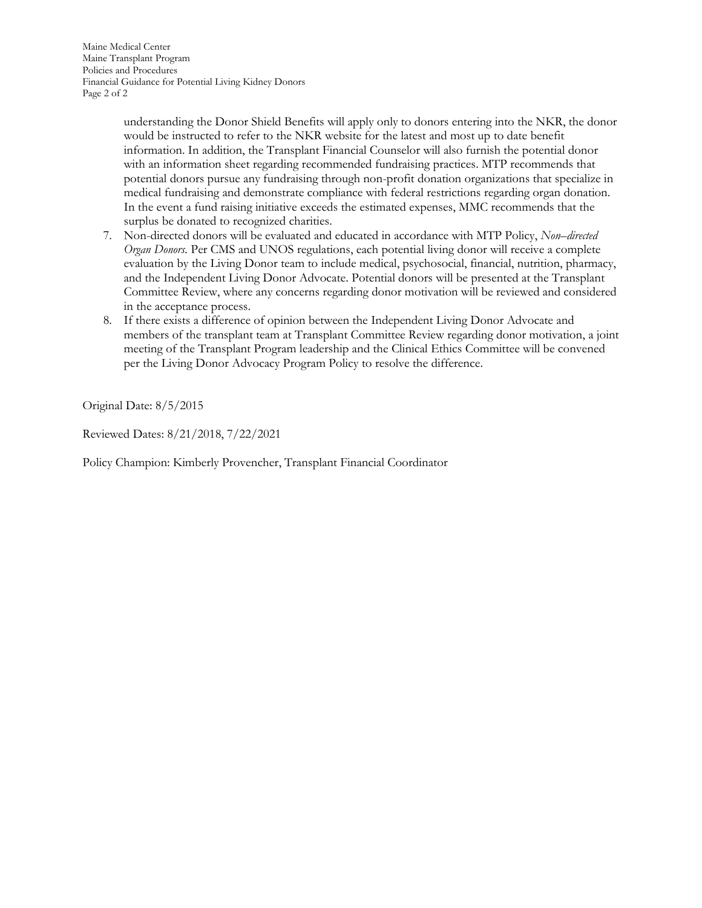understanding the Donor Shield Benefits will apply only to donors entering into the NKR, the donor would be instructed to refer to the NKR website for the latest and most up to date benefit information. In addition, the Transplant Financial Counselor will also furnish the potential donor with an information sheet regarding recommended fundraising practices. MTP recommends that potential donors pursue any fundraising through non-profit donation organizations that specialize in medical fundraising and demonstrate compliance with federal restrictions regarding organ donation. In the event a fund raising initiative exceeds the estimated expenses, MMC recommends that the surplus be donated to recognized charities.

7. Non-directed donors will be evaluated and educated in accordance with MTP Policy, *Non–directed Organ Donors.* Per CMS and UNOS regulations, each potential living donor will receive a complete evaluation by the Living Donor team to include medical, psychosocial, financial, nutrition, pharmacy, and the Independent Living Donor Advocate. Potential donors will be presented at the Transplant Committee Review, where any concerns regarding donor motivation will be reviewed and considered in the acceptance process.
8. If there exists a difference of opinion between the Independent Living Donor Advocate and members of the transplant team at Transplant Committee Review regarding donor motivation, a joint meeting of the Transplant Program leadership and the Clinical Ethics Committee will be convened per the Living Donor Advocacy Program Policy to resolve the difference.

Original Date: 8/5/2015

Reviewed Dates: 8/21/2018, 7/22/2021

Policy Champion: Kimberly Provencher, Transplant Financial Coordinator